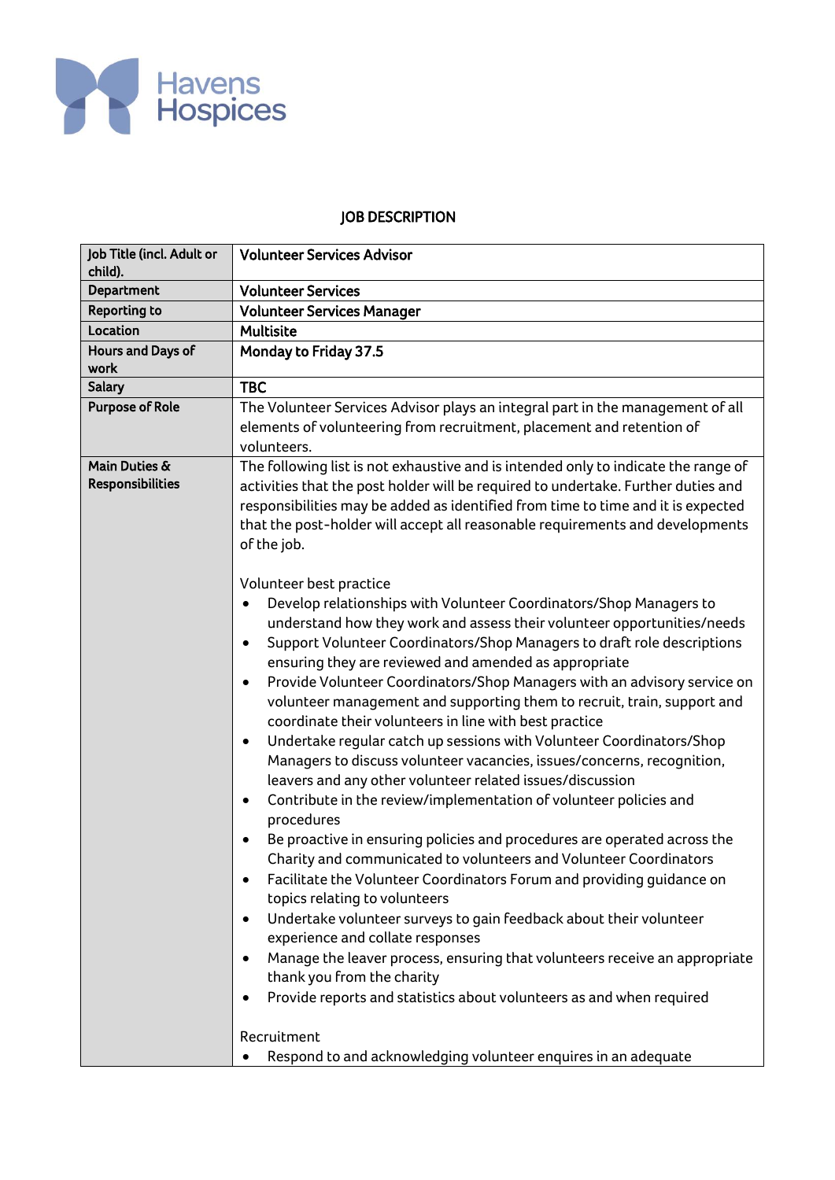Havens Hospices

# JOB DESCRIPTION

| Job Title (incl. Adult or child). | **Volunteer Services Advisor** |
|---|---|
| **Department** | **Volunteer Services** |
| **Reporting to** | **Volunteer Services Manager** |
| **Location** | **Multisite** |
| **Hours and Days of work** | **Monday to Friday 37.5** |
| **Salary** | **TBC** |
| **Purpose of Role** | The Volunteer Services Advisor plays an integral part in the management of all elements of volunteering from recruitment, placement and retention of volunteers. |
| **Main Duties & Responsibilities** | The following list is not exhaustive and is intended only to indicate the range of activities that the post holder will be required to undertake. Further duties and responsibilities may be added as identified from time to time and it is expected that the post-holder will accept all reasonable requirements and developments of the job.<br><br>Volunteer best practice<br>• Develop relationships with Volunteer Coordinators/Shop Managers to understand how they work and assess their volunteer opportunities/needs<br>• Support Volunteer Coordinators/Shop Managers to draft role descriptions ensuring they are reviewed and amended as appropriate<br>• Provide Volunteer Coordinators/Shop Managers with an advisory service on volunteer management and supporting them to recruit, train, support and coordinate their volunteers in line with best practice<br>• Undertake regular catch up sessions with Volunteer Coordinators/Shop Managers to discuss volunteer vacancies, issues/concerns, recognition, leavers and any other volunteer related issues/discussion<br>• Contribute in the review/implementation of volunteer policies and procedures<br>• Be proactive in ensuring policies and procedures are operated across the Charity and communicated to volunteers and Volunteer Coordinators<br>• Facilitate the Volunteer Coordinators Forum and providing guidance on topics relating to volunteers<br>• Undertake volunteer surveys to gain feedback about their volunteer experience and collate responses<br>• Manage the leaver process, ensuring that volunteers receive an appropriate thank you from the charity<br>• Provide reports and statistics about volunteers as and when required<br><br>Recruitment<br>• Respond to and acknowledging volunteer enquires in an adequate |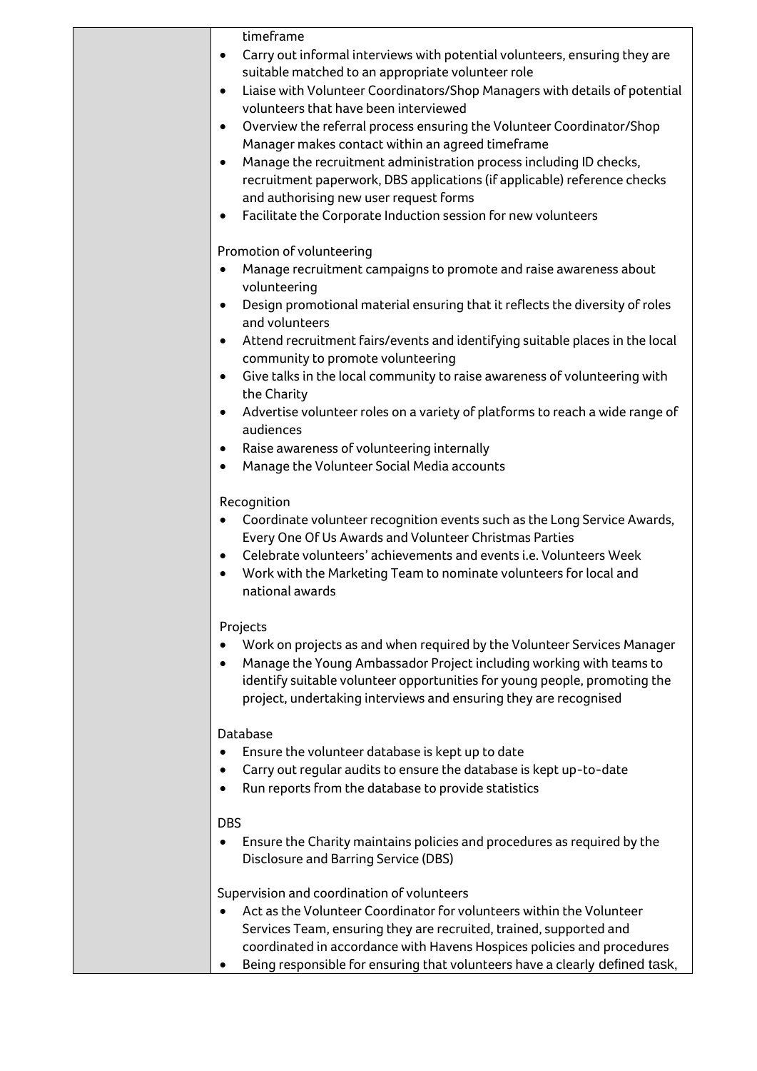timeframe

- Carry out informal interviews with potential volunteers, ensuring they are suitable matched to an appropriate volunteer role
- Liaise with Volunteer Coordinators/Shop Managers with details of potential volunteers that have been interviewed
- Overview the referral process ensuring the Volunteer Coordinator/Shop Manager makes contact within an agreed timeframe
- Manage the recruitment administration process including ID checks, recruitment paperwork, DBS applications (if applicable) reference checks and authorising new user request forms
- Facilitate the Corporate Induction session for new volunteers

Promotion of volunteering

- Manage recruitment campaigns to promote and raise awareness about volunteering
- Design promotional material ensuring that it reflects the diversity of roles and volunteers
- Attend recruitment fairs/events and identifying suitable places in the local community to promote volunteering
- Give talks in the local community to raise awareness of volunteering with the Charity
- Advertise volunteer roles on a variety of platforms to reach a wide range of audiences
- Raise awareness of volunteering internally
- Manage the Volunteer Social Media accounts

Recognition

- Coordinate volunteer recognition events such as the Long Service Awards, Every One Of Us Awards and Volunteer Christmas Parties
- Celebrate volunteers' achievements and events i.e. Volunteers Week
- Work with the Marketing Team to nominate volunteers for local and national awards

Projects

- Work on projects as and when required by the Volunteer Services Manager
- Manage the Young Ambassador Project including working with teams to identify suitable volunteer opportunities for young people, promoting the project, undertaking interviews and ensuring they are recognised

Database

- Ensure the volunteer database is kept up to date
- Carry out regular audits to ensure the database is kept up-to-date
- Run reports from the database to provide statistics

DBS

- Ensure the Charity maintains policies and procedures as required by the Disclosure and Barring Service (DBS)

Supervision and coordination of volunteers

- Act as the Volunteer Coordinator for volunteers within the Volunteer Services Team, ensuring they are recruited, trained, supported and coordinated in accordance with Havens Hospices policies and procedures
- Being responsible for ensuring that volunteers have a clearly defined task,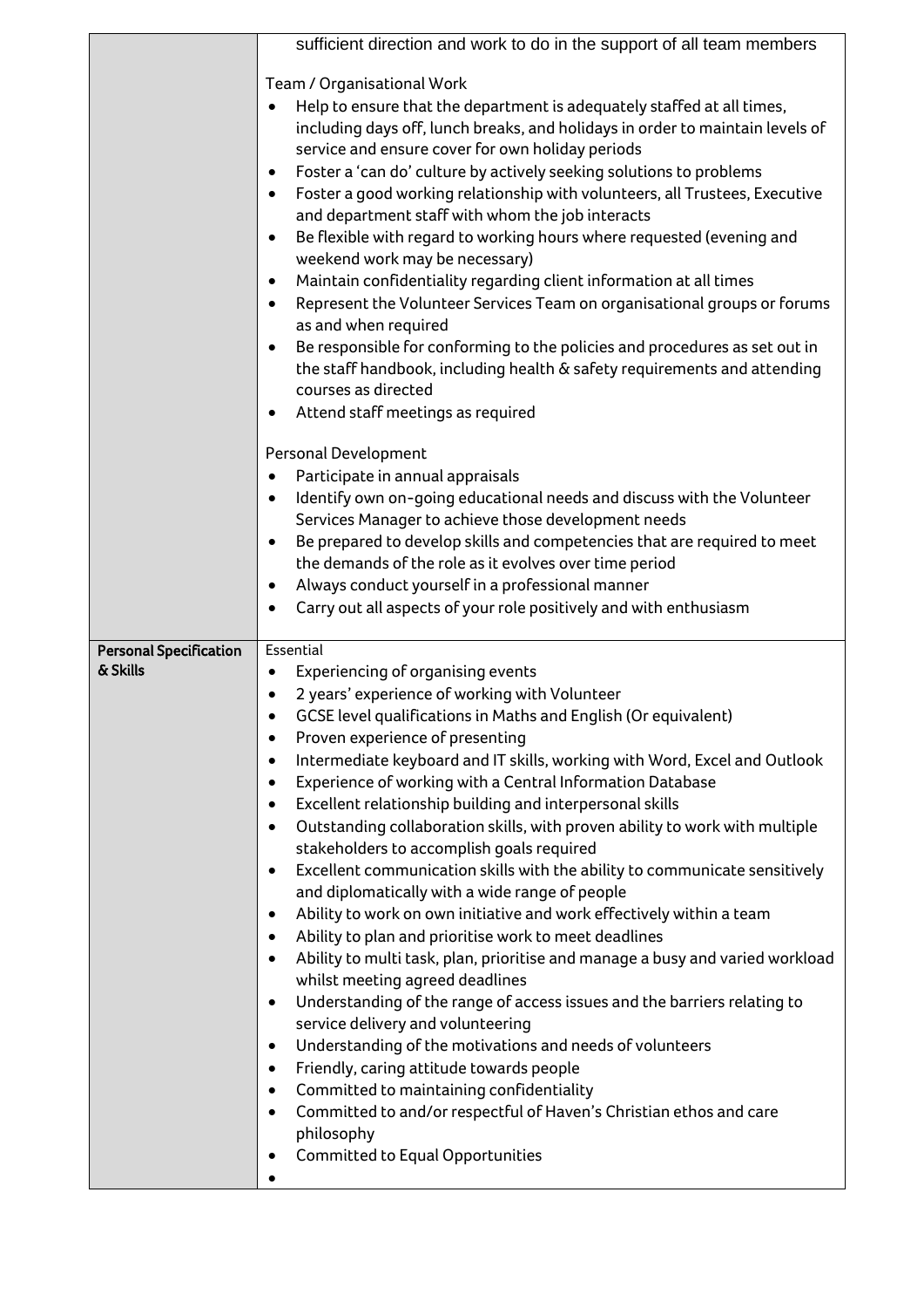| | |
|---|---|
| | sufficient direction and work to do in the support of all team members<br><br>Team / Organisational Work<br>• Help to ensure that the department is adequately staffed at all times, including days off, lunch breaks, and holidays in order to maintain levels of service and ensure cover for own holiday periods<br>• Foster a 'can do' culture by actively seeking solutions to problems<br>• Foster a good working relationship with volunteers, all Trustees, Executive and department staff with whom the job interacts<br>• Be flexible with regard to working hours where requested (evening and weekend work may be necessary)<br>• Maintain confidentiality regarding client information at all times<br>• Represent the Volunteer Services Team on organisational groups or forums as and when required<br>• Be responsible for conforming to the policies and procedures as set out in the staff handbook, including health & safety requirements and attending courses as directed<br>• Attend staff meetings as required<br><br>Personal Development<br>• Participate in annual appraisals<br>• Identify own on-going educational needs and discuss with the Volunteer Services Manager to achieve those development needs<br>• Be prepared to develop skills and competencies that are required to meet the demands of the role as it evolves over time period<br>• Always conduct yourself in a professional manner<br>• Carry out all aspects of your role positively and with enthusiasm |
| **Personal Specification & Skills** | Essential<br>• Experiencing of organising events<br>• 2 years' experience of working with Volunteer<br>• GCSE level qualifications in Maths and English (Or equivalent)<br>• Proven experience of presenting<br>• Intermediate keyboard and IT skills, working with Word, Excel and Outlook<br>• Experience of working with a Central Information Database<br>• Excellent relationship building and interpersonal skills<br>• Outstanding collaboration skills, with proven ability to work with multiple stakeholders to accomplish goals required<br>• Excellent communication skills with the ability to communicate sensitively and diplomatically with a wide range of people<br>• Ability to work on own initiative and work effectively within a team<br>• Ability to plan and prioritise work to meet deadlines<br>• Ability to multi task, plan, prioritise and manage a busy and varied workload whilst meeting agreed deadlines<br>• Understanding of the range of access issues and the barriers relating to service delivery and volunteering<br>• Understanding of the motivations and needs of volunteers<br>• Friendly, caring attitude towards people<br>• Committed to maintaining confidentiality<br>• Committed to and/or respectful of Haven's Christian ethos and care philosophy<br>• Committed to Equal Opportunities<br>• |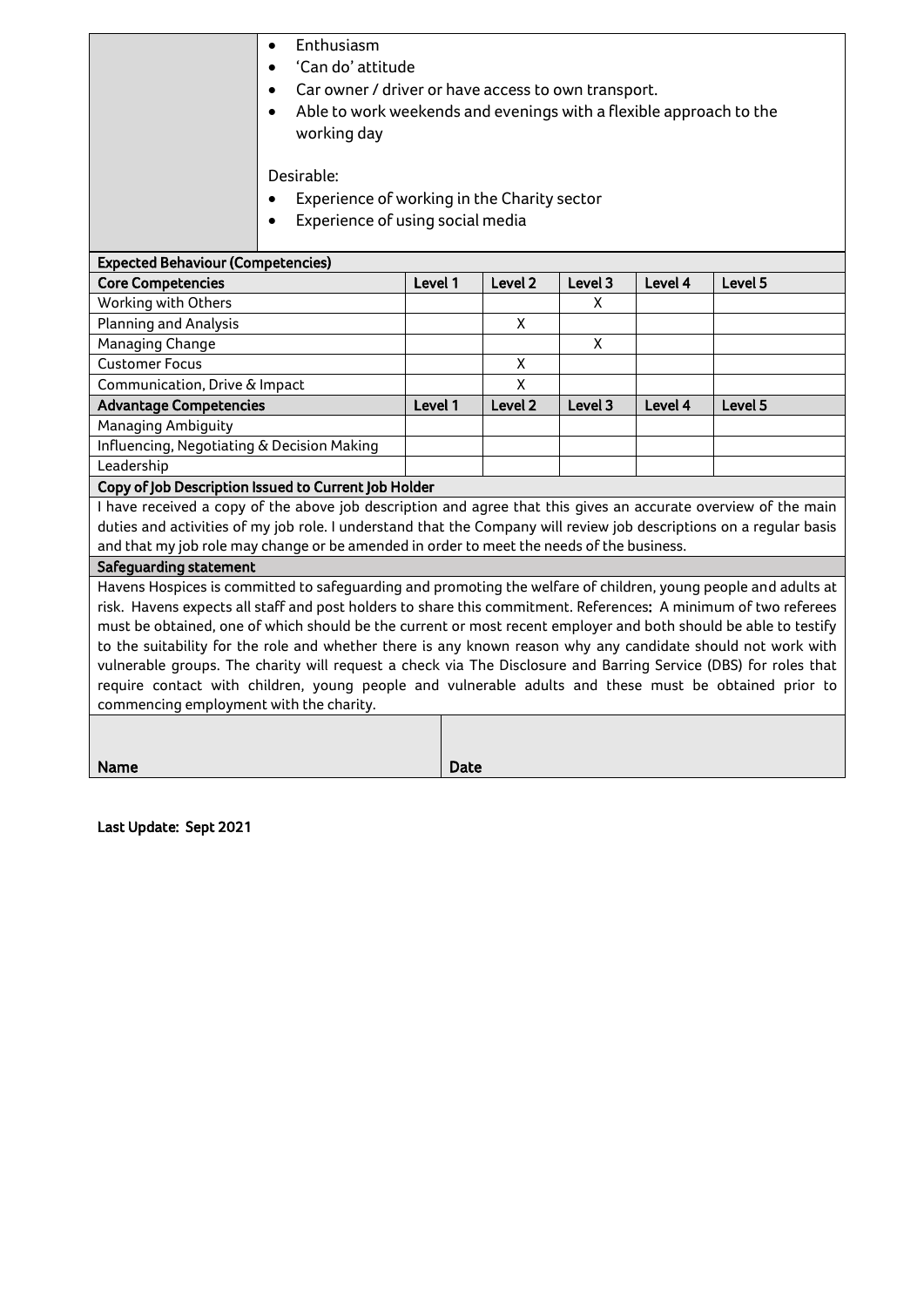| | |
|---|---|
| | • Enthusiasm<br>• 'Can do' attitude<br>• Car owner / driver or have access to own transport.<br>• Able to work weekends and evenings with a flexible approach to the working day<br><br>Desirable:<br>• Experience of working in the Charity sector<br>• Experience of using social media |

**Expected Behaviour (Competencies)**

| Core Competencies | Level 1 | Level 2 | Level 3 | Level 4 | Level 5 |
|---|---|---|---|---|---|
| Working with Others | | | X | | |
| Planning and Analysis | | X | | | |
| Managing Change | | | X | | |
| Customer Focus | | X | | | |
| Communication, Drive & Impact | | X | | | |
| **Advantage Competencies** | **Level 1** | **Level 2** | **Level 3** | **Level 4** | **Level 5** |
| Managing Ambiguity | | | | | |
| Influencing, Negotiating & Decision Making | | | | | |
| Leadership | | | | | |

**Copy of Job Description Issued to Current Job Holder**

I have received a copy of the above job description and agree that this gives an accurate overview of the main duties and activities of my job role. I understand that the Company will review job descriptions on a regular basis and that my job role may change or be amended in order to meet the needs of the business.

**Safeguarding statement**

Havens Hospices is committed to safeguarding and promoting the welfare of children, young people and adults at risk. Havens expects all staff and post holders to share this commitment. References**:** A minimum of two referees must be obtained, one of which should be the current or most recent employer and both should be able to testify to the suitability for the role and whether there is any known reason why any candidate should not work with vulnerable groups. The charity will request a check via The Disclosure and Barring Service (DBS) for roles that require contact with children, young people and vulnerable adults and these must be obtained prior to commencing employment with the charity.

| | |
|---|---|
| **Name** | **Date** |

**Last Update: Sept 2021**